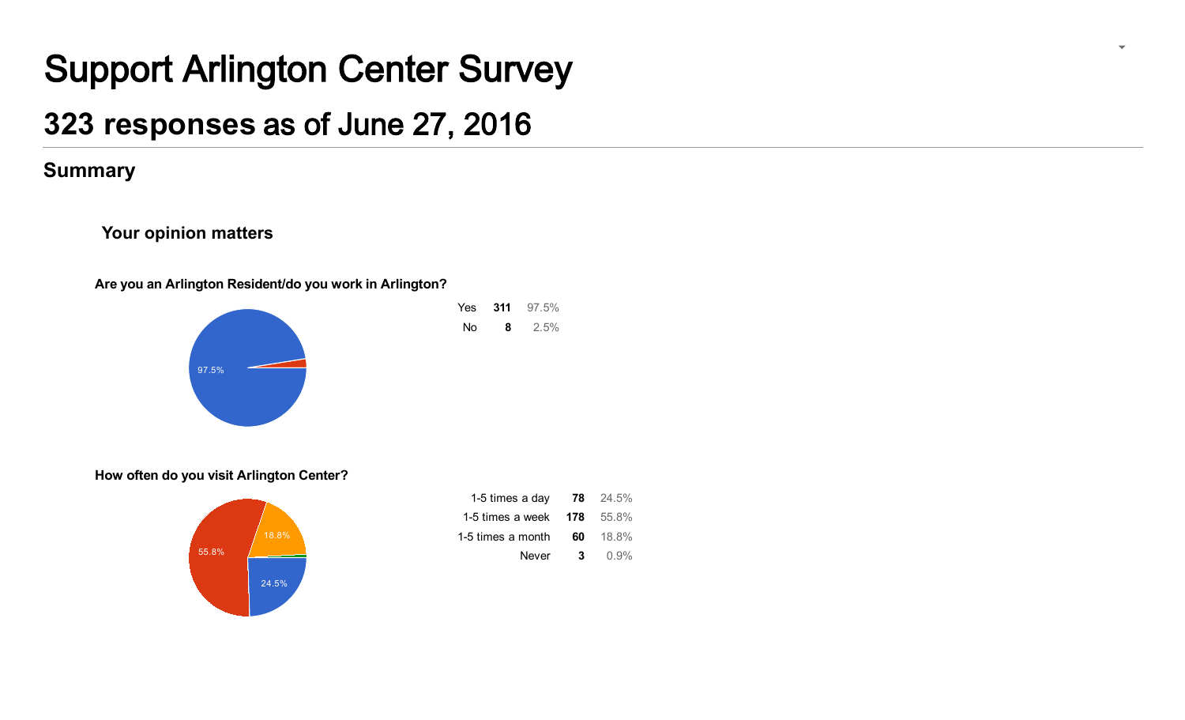# Support Arlington Center Survey

## 323 responses as of June 27, 2016

### Summary

#### Your opinion matters

**Are you an Arlington Resident/do you work in Arlington?**

| | | |
|---|---|---|
| Yes | **311** | 97.5% |
| No | **8** | 2.5% |

**How often do you visit Arlington Center?**

| | | |
|---|---|---|
| 1-5 times a day | **78** | 24.5% |
| 1-5 times a week | **178** | 55.8% |
| 1-5 times a month | **60** | 18.8% |
| Never | **3** | 0.9% |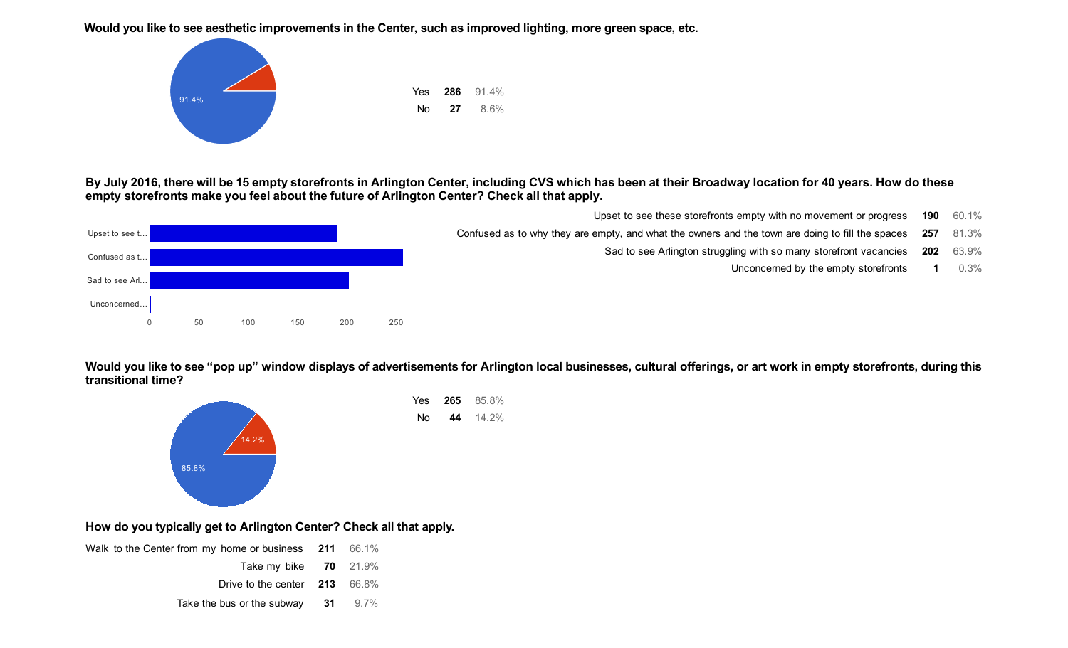**Would you like to see aesthetic improvements in the Center, such as improved lighting, more green space, etc.**

| Response | Count | Percent |
| --- | --- | --- |
| Yes | **286** | 91.4% |
| No | **27** | 8.6% |

**By July 2016, there will be 15 empty storefronts in Arlington Center, including CVS which has been at their Broadway location for 40 years. How do these empty storefronts make you feel about the future of Arlington Center? Check all that apply.**

| Response | Count | Percent |
| --- | --- | --- |
| Upset to see these storefronts empty with no movement or progress | **190** | 60.1% |
| Confused as to why they are empty, and what the owners and the town are doing to fill the spaces | **257** | 81.3% |
| Sad to see Arlington struggling with so many storefront vacancies | **202** | 63.9% |
| Unconcerned by the empty storefronts | **1** | 0.3% |

**Would you like to see "pop up" window displays of advertisements for Arlington local businesses, cultural offerings, or art work in empty storefronts, during this transitional time?**

| Response | Count | Percent |
| --- | --- | --- |
| Yes | **265** | 85.8% |
| No | **44** | 14.2% |

**How do you typically get to Arlington Center? Check all that apply.**

| Response | Count | Percent |
| --- | --- | --- |
| Walk to the Center from my home or business | **211** | 66.1% |
| Take my bike | **70** | 21.9% |
| Drive to the center | **213** | 66.8% |
| Take the bus or the subway | **31** | 9.7% |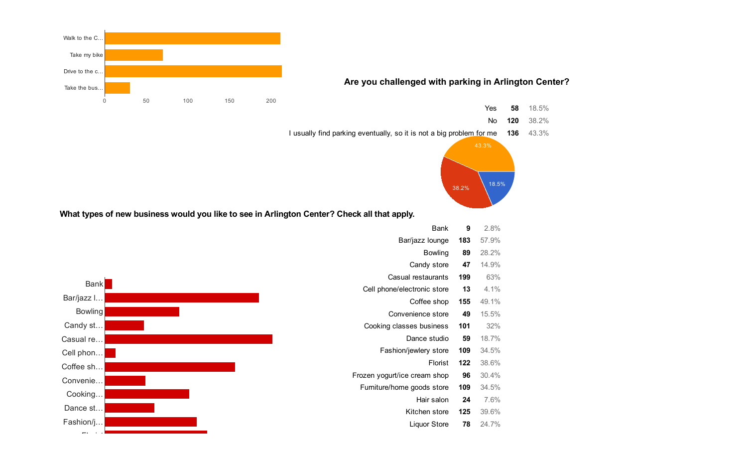Walk to the C...

Take my bike

Drive to the c...

Take the bus...

0 50 100 150 200

## Are you challenged with parking in Arlington Center?

| Response | Count | Percent |
|---|---|---|
| Yes | 58 | 18.5% |
| No | 120 | 38.2% |
| I usually find parking eventually, so it is not a big problem for me | 136 | 43.3% |

## What types of new business would you like to see in Arlington Center? Check all that apply.

| Business | Count | Percent |
|---|---|---|
| Bank | 9 | 2.8% |
| Bar/jazz lounge | 183 | 57.9% |
| Bowling | 89 | 28.2% |
| Candy store | 47 | 14.9% |
| Casual restaurants | 199 | 63% |
| Cell phone/electronic store | 13 | 4.1% |
| Coffee shop | 155 | 49.1% |
| Convenience store | 49 | 15.5% |
| Cooking classes business | 101 | 32% |
| Dance studio | 59 | 18.7% |
| Fashion/jewlery store | 109 | 34.5% |
| Florist | 122 | 38.6% |
| Frozen yogurt/ice cream shop | 96 | 30.4% |
| Furniture/home goods store | 109 | 34.5% |
| Hair salon | 24 | 7.6% |
| Kitchen store | 125 | 39.6% |
| Liquor Store | 78 | 24.7% |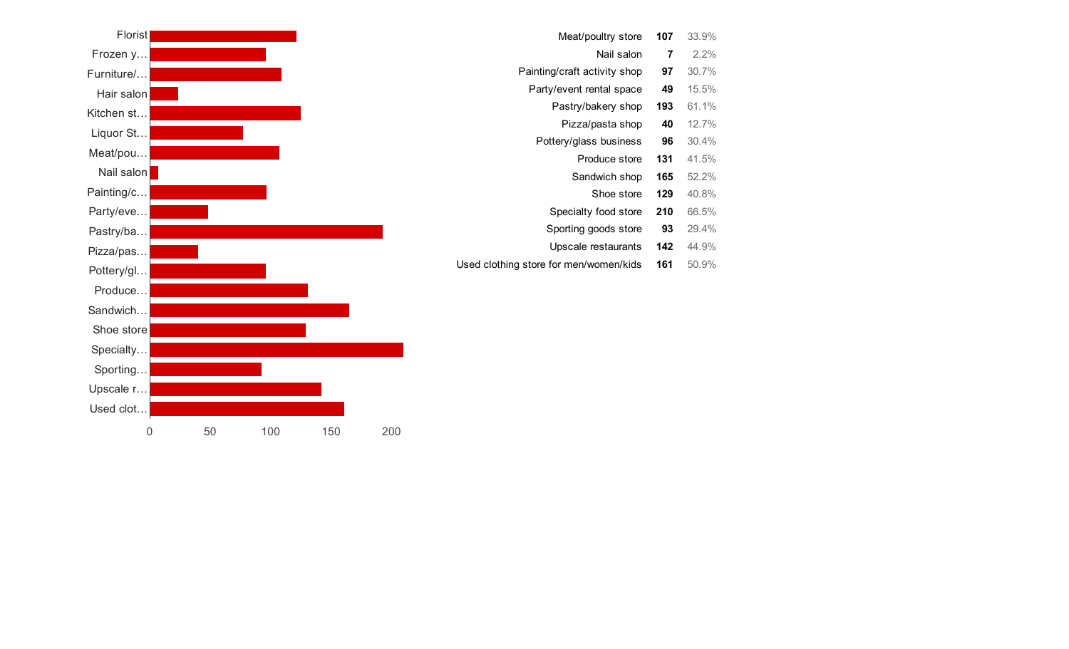| | | |
|---|---|---|
| Meat/poultry store | **107** | 33.9% |
| Nail salon | **7** | 2.2% |
| Painting/craft activity shop | **97** | 30.7% |
| Party/event rental space | **49** | 15.5% |
| Pastry/bakery shop | **193** | 61.1% |
| Pizza/pasta shop | **40** | 12.7% |
| Pottery/glass business | **96** | 30.4% |
| Produce store | **131** | 41.5% |
| Sandwich shop | **165** | 52.2% |
| Shoe store | **129** | 40.8% |
| Specialty food store | **210** | 66.5% |
| Sporting goods store | **93** | 29.4% |
| Upscale restaurants | **142** | 44.9% |
| Used clothing store for men/women/kids | **161** | 50.9% |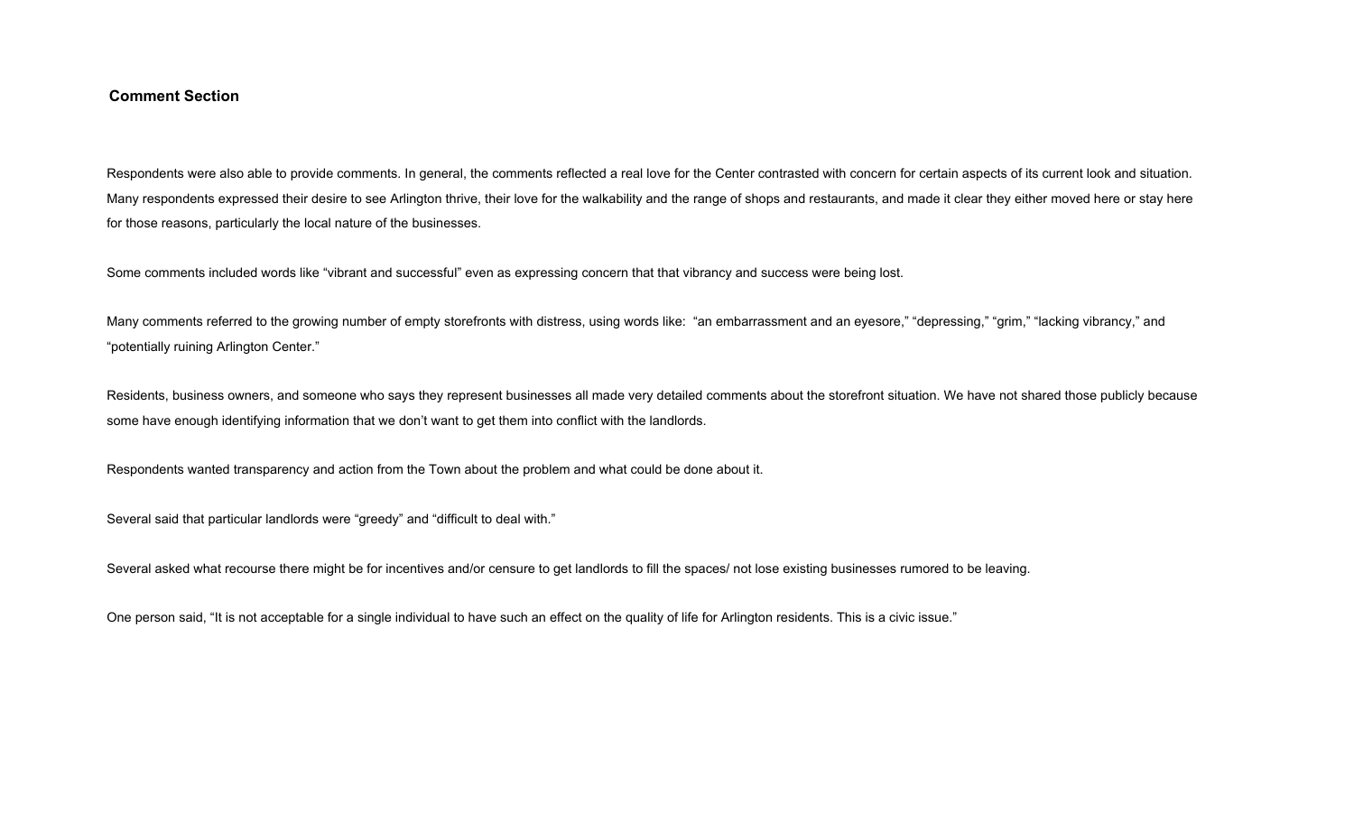### Comment Section

Respondents were also able to provide comments. In general, the comments reflected a real love for the Center contrasted with concern for certain aspects of its current look and situation. Many respondents expressed their desire to see Arlington thrive, their love for the walkability and the range of shops and restaurants, and made it clear they either moved here or stay here for those reasons, particularly the local nature of the businesses.

Some comments included words like "vibrant and successful" even as expressing concern that that vibrancy and success were being lost.

Many comments referred to the growing number of empty storefronts with distress, using words like: "an embarrassment and an eyesore," "depressing," "grim," "lacking vibrancy," and "potentially ruining Arlington Center."

Residents, business owners, and someone who says they represent businesses all made very detailed comments about the storefront situation. We have not shared those publicly because some have enough identifying information that we don't want to get them into conflict with the landlords.

Respondents wanted transparency and action from the Town about the problem and what could be done about it.

Several said that particular landlords were "greedy" and "difficult to deal with."

Several asked what recourse there might be for incentives and/or censure to get landlords to fill the spaces/ not lose existing businesses rumored to be leaving.

One person said, "It is not acceptable for a single individual to have such an effect on the quality of life for Arlington residents. This is a civic issue."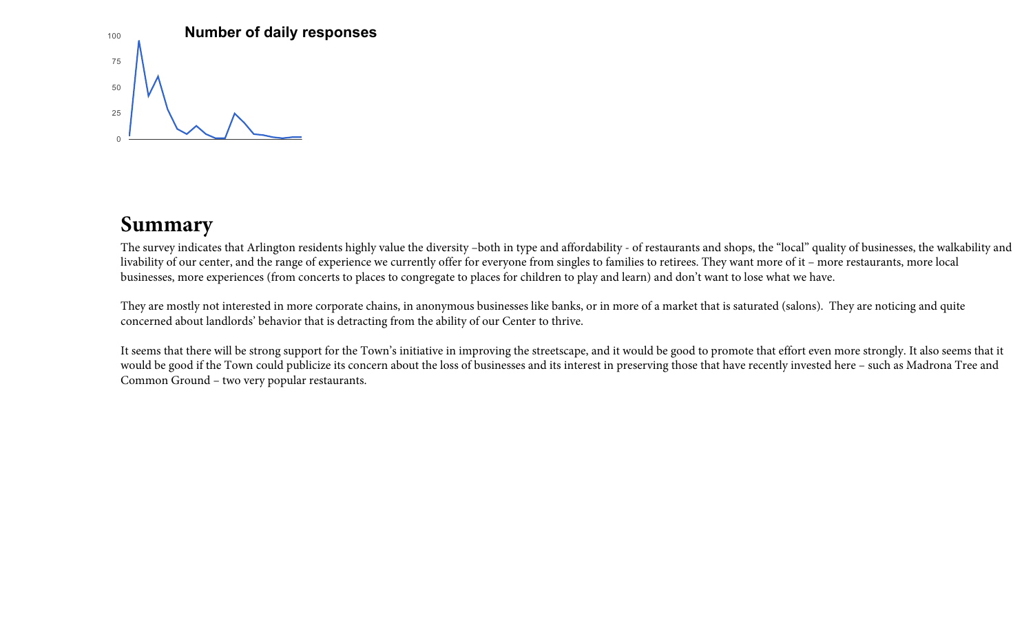Number of daily responses

100
75
50
25
0

## Summary

The survey indicates that Arlington residents highly value the diversity –both in type and affordability - of restaurants and shops, the "local" quality of businesses, the walkability and livability of our center, and the range of experience we currently offer for everyone from singles to families to retirees. They want more of it – more restaurants, more local businesses, more experiences (from concerts to places to congregate to places for children to play and learn) and don't want to lose what we have.

They are mostly not interested in more corporate chains, in anonymous businesses like banks, or in more of a market that is saturated (salons). They are noticing and quite concerned about landlords' behavior that is detracting from the ability of our Center to thrive.

It seems that there will be strong support for the Town's initiative in improving the streetscape, and it would be good to promote that effort even more strongly. It also seems that it would be good if the Town could publicize its concern about the loss of businesses and its interest in preserving those that have recently invested here – such as Madrona Tree and Common Ground – two very popular restaurants.